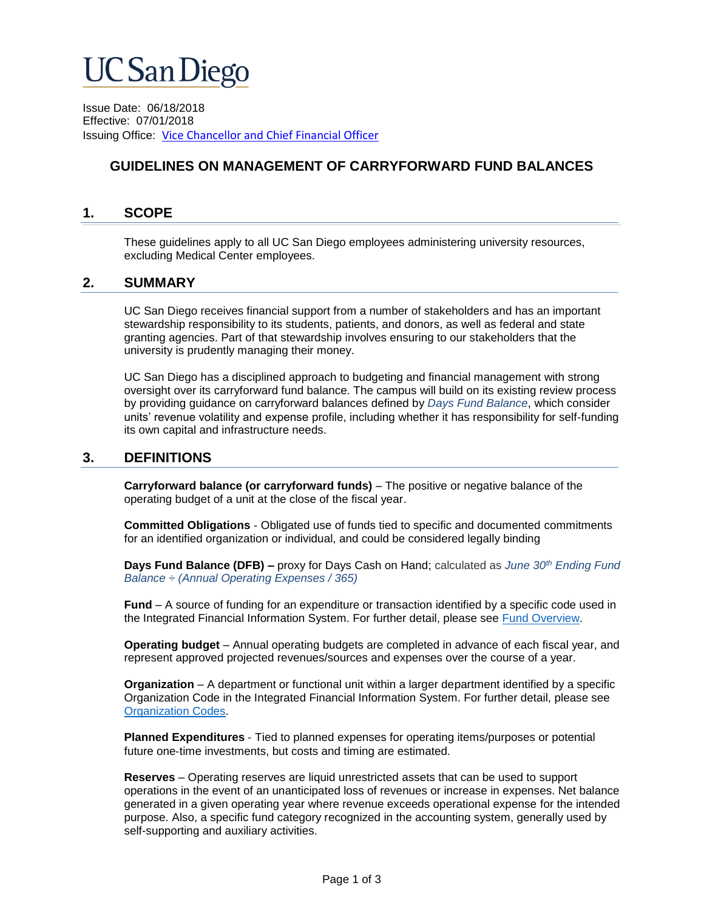UC San Diego

Issue Date: 06/18/2018
Effective: 07/01/2018
Issuing Office: [Vice Chancellor and Chief Financial Officer]

# GUIDELINES ON MANAGEMENT OF CARRYFORWARD FUND BALANCES

## 1. SCOPE

These guidelines apply to all UC San Diego employees administering university resources, excluding Medical Center employees.

## 2. SUMMARY

UC San Diego receives financial support from a number of stakeholders and has an important stewardship responsibility to its students, patients, and donors, as well as federal and state granting agencies. Part of that stewardship involves ensuring to our stakeholders that the university is prudently managing their money.

UC San Diego has a disciplined approach to budgeting and financial management with strong oversight over its carryforward fund balance. The campus will build on its existing review process by providing guidance on carryforward balances defined by *Days Fund Balance*, which consider units' revenue volatility and expense profile, including whether it has responsibility for self-funding its own capital and infrastructure needs.

## 3. DEFINITIONS

**Carryforward balance (or carryforward funds)** – The positive or negative balance of the operating budget of a unit at the close of the fiscal year.

**Committed Obligations** - Obligated use of funds tied to specific and documented commitments for an identified organization or individual, and could be considered legally binding

**Days Fund Balance (DFB) –** proxy for Days Cash on Hand; calculated as *June 30th Ending Fund Balance ÷ (Annual Operating Expenses / 365)*

**Fund** – A source of funding for an expenditure or transaction identified by a specific code used in the Integrated Financial Information System. For further detail, please see [Fund Overview].

**Operating budget** – Annual operating budgets are completed in advance of each fiscal year, and represent approved projected revenues/sources and expenses over the course of a year.

**Organization** – A department or functional unit within a larger department identified by a specific Organization Code in the Integrated Financial Information System. For further detail, please see [Organization Codes].

**Planned Expenditures** - Tied to planned expenses for operating items/purposes or potential future one-time investments, but costs and timing are estimated.

**Reserves** – Operating reserves are liquid unrestricted assets that can be used to support operations in the event of an unanticipated loss of revenues or increase in expenses. Net balance generated in a given operating year where revenue exceeds operational expense for the intended purpose. Also, a specific fund category recognized in the accounting system, generally used by self-supporting and auxiliary activities.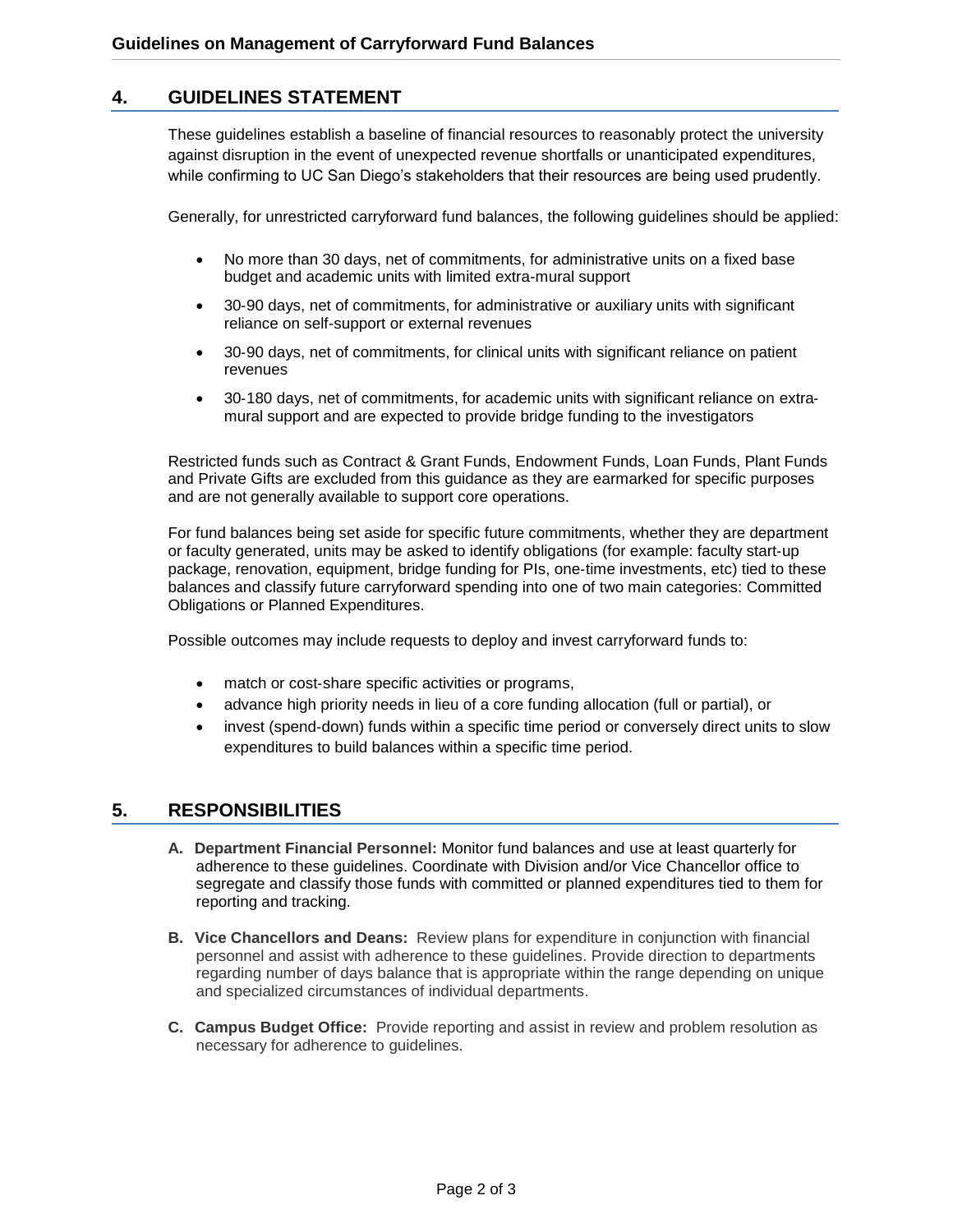## 4. GUIDELINES STATEMENT

These guidelines establish a baseline of financial resources to reasonably protect the university against disruption in the event of unexpected revenue shortfalls or unanticipated expenditures, while confirming to UC San Diego's stakeholders that their resources are being used prudently.

Generally, for unrestricted carryforward fund balances, the following guidelines should be applied:

- No more than 30 days, net of commitments, for administrative units on a fixed base budget and academic units with limited extra-mural support
- 30-90 days, net of commitments, for administrative or auxiliary units with significant reliance on self-support or external revenues
- 30-90 days, net of commitments, for clinical units with significant reliance on patient revenues
- 30-180 days, net of commitments, for academic units with significant reliance on extra-mural support and are expected to provide bridge funding to the investigators

Restricted funds such as Contract & Grant Funds, Endowment Funds, Loan Funds, Plant Funds and Private Gifts are excluded from this guidance as they are earmarked for specific purposes and are not generally available to support core operations.

For fund balances being set aside for specific future commitments, whether they are department or faculty generated, units may be asked to identify obligations (for example: faculty start-up package, renovation, equipment, bridge funding for PIs, one-time investments, etc) tied to these balances and classify future carryforward spending into one of two main categories: Committed Obligations or Planned Expenditures.

Possible outcomes may include requests to deploy and invest carryforward funds to:

- match or cost-share specific activities or programs,
- advance high priority needs in lieu of a core funding allocation (full or partial), or
- invest (spend-down) funds within a specific time period or conversely direct units to slow expenditures to build balances within a specific time period.

## 5. RESPONSIBILITIES

A. **Department Financial Personnel:** Monitor fund balances and use at least quarterly for adherence to these guidelines. Coordinate with Division and/or Vice Chancellor office to segregate and classify those funds with committed or planned expenditures tied to them for reporting and tracking.

B. **Vice Chancellors and Deans:** Review plans for expenditure in conjunction with financial personnel and assist with adherence to these guidelines. Provide direction to departments regarding number of days balance that is appropriate within the range depending on unique and specialized circumstances of individual departments.

C. **Campus Budget Office:** Provide reporting and assist in review and problem resolution as necessary for adherence to guidelines.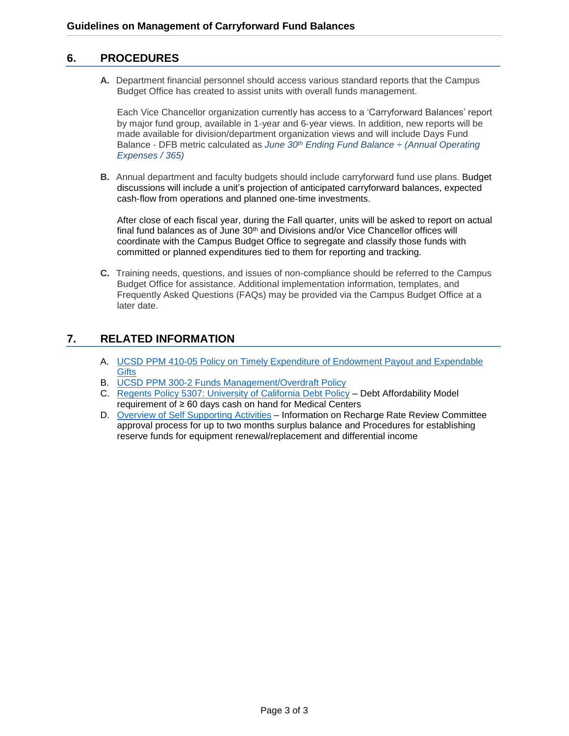## 6. PROCEDURES

**A.** Department financial personnel should access various standard reports that the Campus Budget Office has created to assist units with overall funds management.

Each Vice Chancellor organization currently has access to a 'Carryforward Balances' report by major fund group, available in 1-year and 6-year views. In addition, new reports will be made available for division/department organization views and will include Days Fund Balance - DFB metric calculated as *June 30th Ending Fund Balance ÷ (Annual Operating Expenses / 365)*

**B.** Annual department and faculty budgets should include carryforward fund use plans. Budget discussions will include a unit's projection of anticipated carryforward balances, expected cash-flow from operations and planned one-time investments.

After close of each fiscal year, during the Fall quarter, units will be asked to report on actual final fund balances as of June 30th and Divisions and/or Vice Chancellor offices will coordinate with the Campus Budget Office to segregate and classify those funds with committed or planned expenditures tied to them for reporting and tracking.

**C.** Training needs, questions, and issues of non-compliance should be referred to the Campus Budget Office for assistance. Additional implementation information, templates, and Frequently Asked Questions (FAQs) may be provided via the Campus Budget Office at a later date.

## 7. RELATED INFORMATION

A. UCSD PPM 410-05 Policy on Timely Expenditure of Endowment Payout and Expendable Gifts
B. UCSD PPM 300-2 Funds Management/Overdraft Policy
C. Regents Policy 5307: University of California Debt Policy – Debt Affordability Model requirement of ≥ 60 days cash on hand for Medical Centers
D. Overview of Self Supporting Activities – Information on Recharge Rate Review Committee approval process for up to two months surplus balance and Procedures for establishing reserve funds for equipment renewal/replacement and differential income